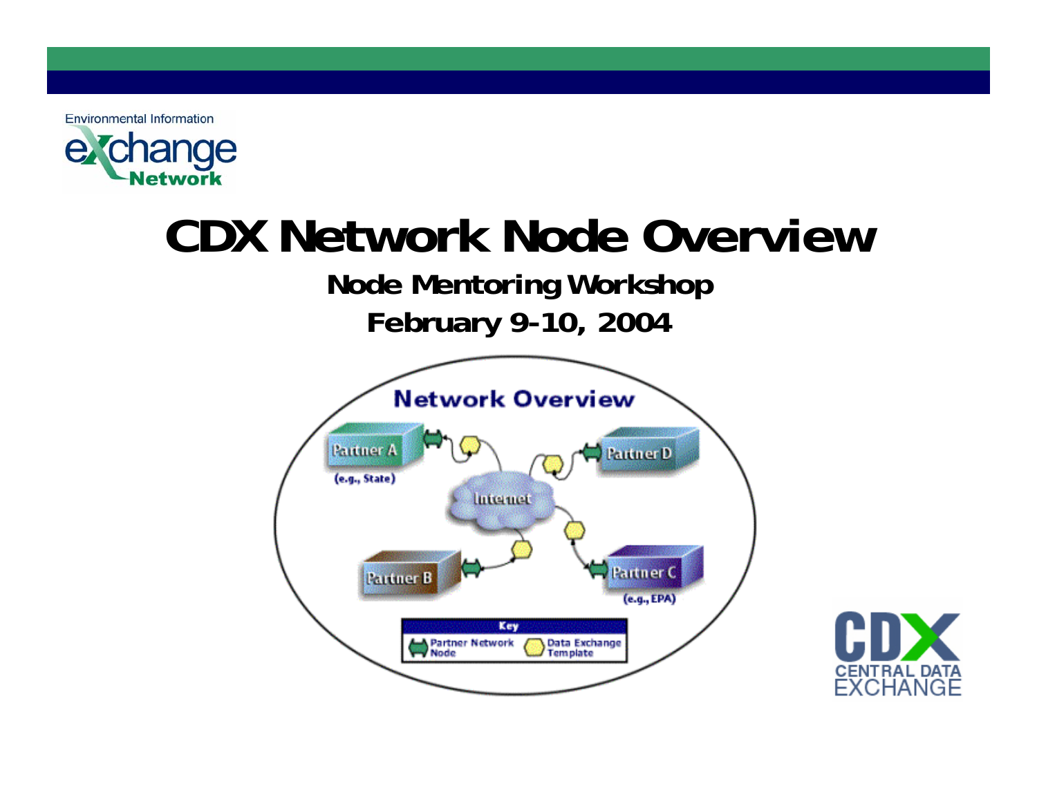Environmental Information eXchange Network

# CDX Network Node Overview

## Node Mentoring Workshop

## February 9-10, 2004

Network Overview

Partner A (e.g., State)

Partner B

Partner C (e.g., EPA)

Partner D

Internet

Key: Partner Network Node; Data Exchange Template

CDX CENTRAL DATA EXCHANGE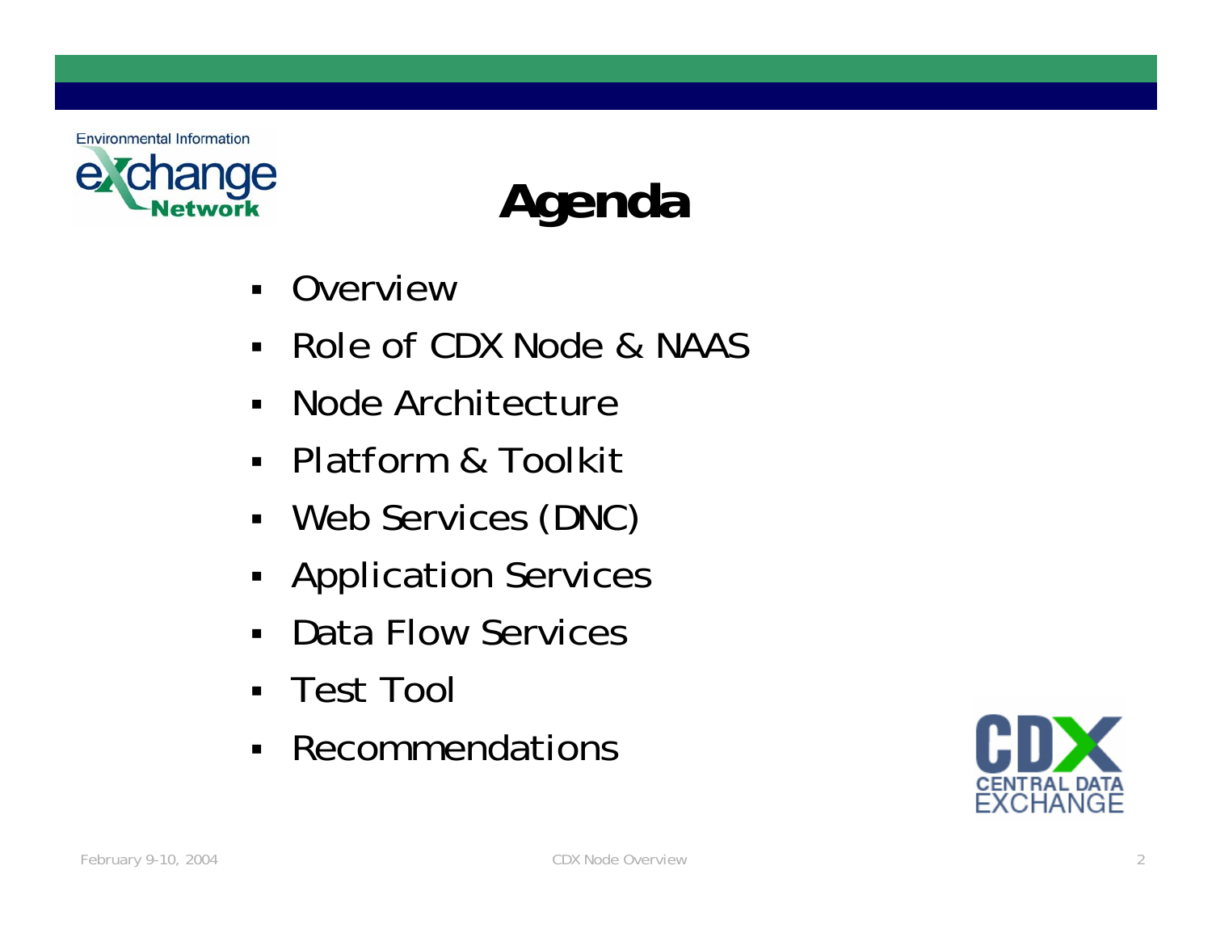# Agenda

- Overview
- Role of CDX Node & NAAS
- Node Architecture
- Platform & Toolkit
- Web Services (DNC)
- Application Services
- Data Flow Services
- Test Tool
- Recommendations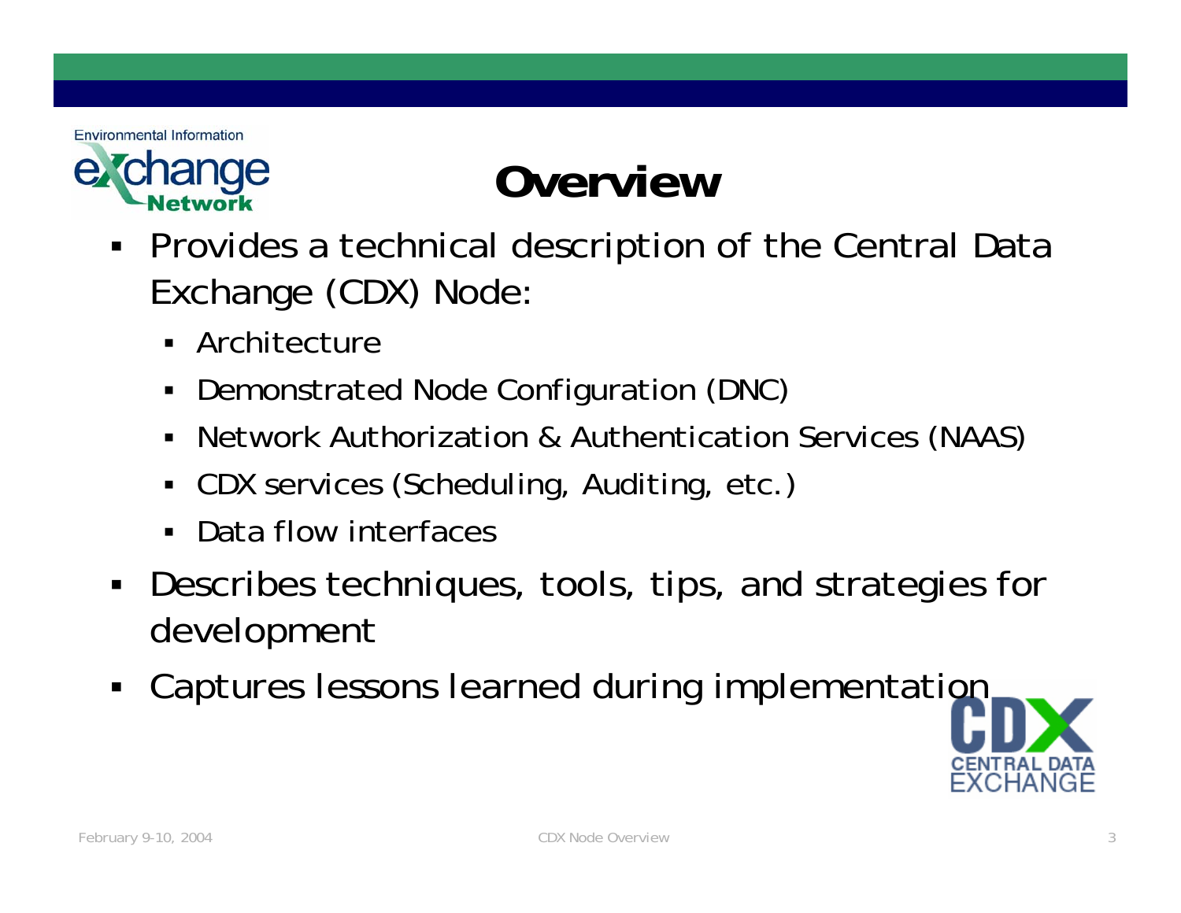# Overview

- Provides a technical description of the Central Data Exchange (CDX) Node:
  - Architecture
  - Demonstrated Node Configuration (DNC)
  - Network Authorization & Authentication Services (NAAS)
  - CDX services (Scheduling, Auditing, etc.)
  - Data flow interfaces
- Describes techniques, tools, tips, and strategies for development
- Captures lessons learned during implementation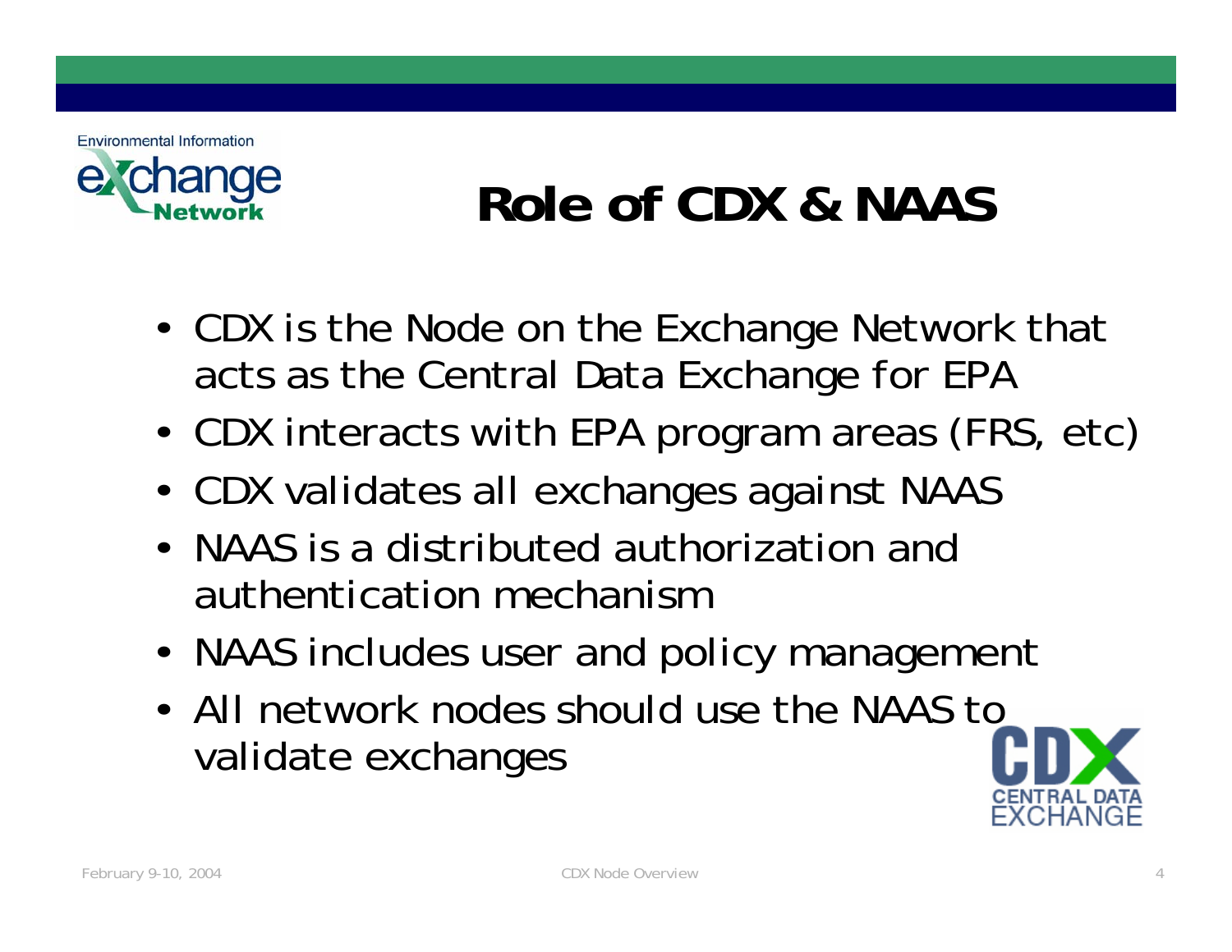# Role of CDX & NAAS

- CDX is the Node on the Exchange Network that acts as the Central Data Exchange for EPA
- CDX interacts with EPA program areas (FRS, etc)
- CDX validates all exchanges against NAAS
- NAAS is a distributed authorization and authentication mechanism
- NAAS includes user and policy management
- All network nodes should use the NAAS to validate exchanges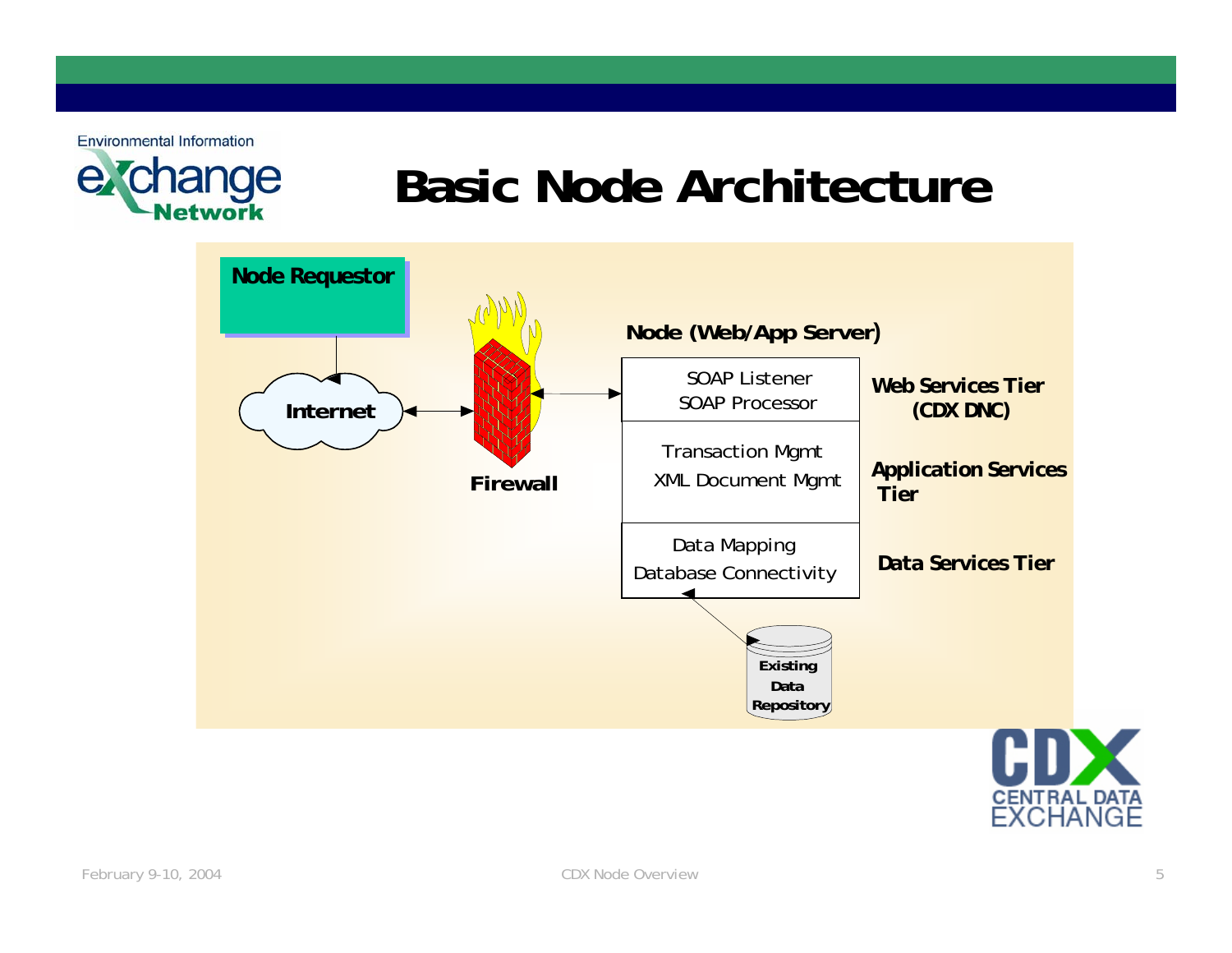# Basic Node Architecture

**Node Requestor**

**Internet**

**Firewall**

**Node (Web/App Server)**

| Component | Tier |
| --- | --- |
| SOAP Listener<br>SOAP Processor | **Web Services Tier (CDX DNC)** |
| Transaction Mgmt<br>XML Document Mgmt | **Application Services Tier** |
| Data Mapping<br>Database Connectivity | **Data Services Tier** |

**Existing Data Repository**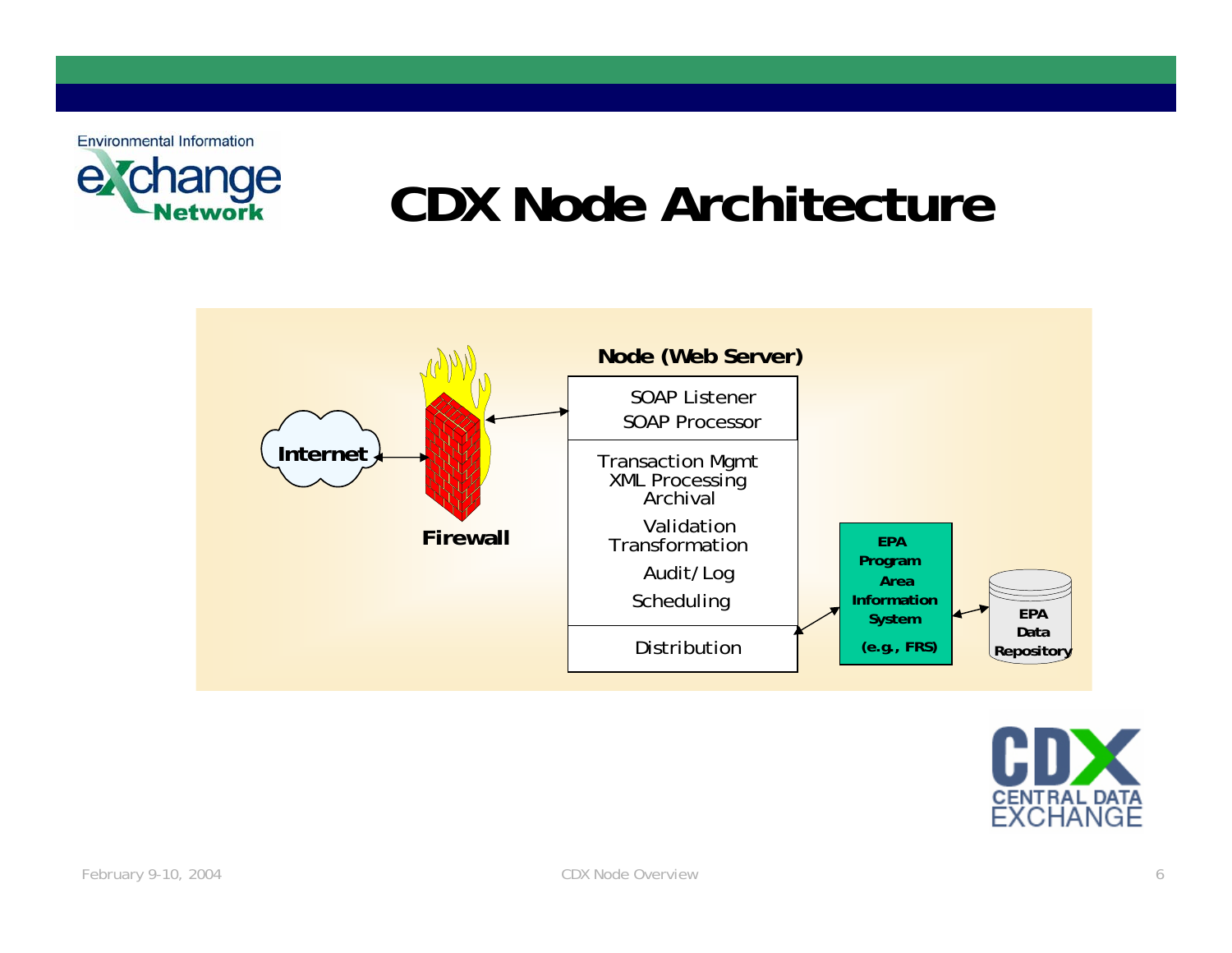# CDX Node Architecture

Internet

Firewall

**Node (Web Server)**

SOAP Listener
SOAP Processor

Transaction Mgmt
XML Processing
Archival

Validation
Transformation

Audit/Log

Scheduling

Distribution

EPA Program Area Information System (e.g., FRS)

EPA Data Repository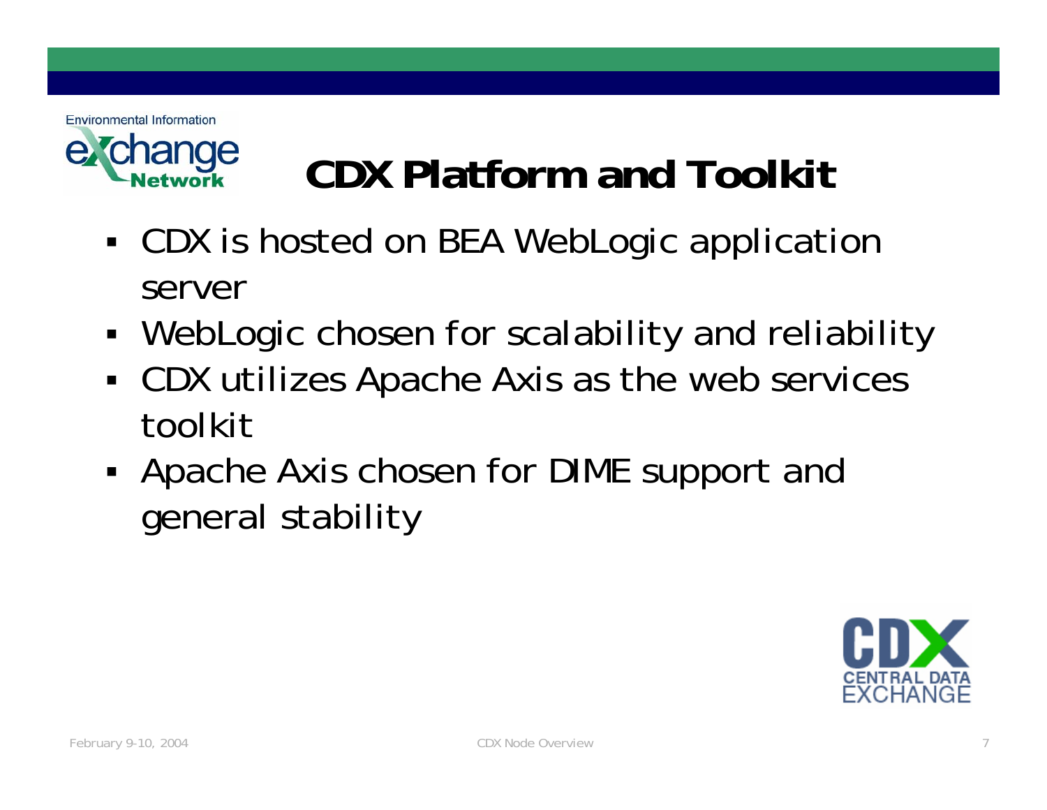# CDX Platform and Toolkit

- CDX is hosted on BEA WebLogic application server
- WebLogic chosen for scalability and reliability
- CDX utilizes Apache Axis as the web services toolkit
- Apache Axis chosen for DIME support and general stability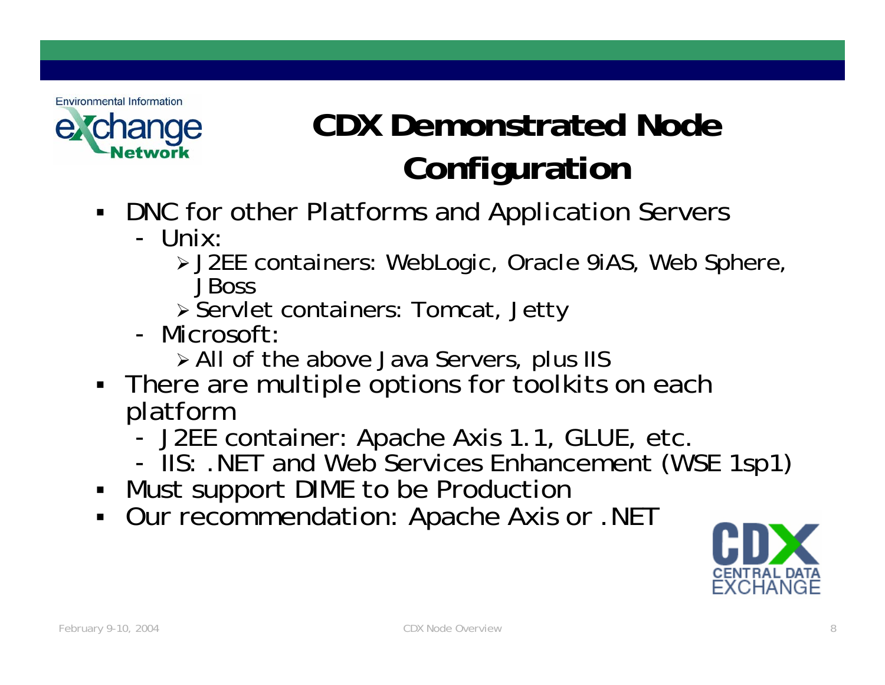# CDX Demonstrated Node Configuration

- DNC for other Platforms and Application Servers
  - Unix:
    - J2EE containers: WebLogic, Oracle 9iAS, Web Sphere, JBoss
    - Servlet containers: Tomcat, Jetty
  - Microsoft:
    - All of the above Java Servers, plus IIS
- There are multiple options for toolkits on each platform
  - J2EE container: Apache Axis 1.1, GLUE, etc.
  - IIS: .NET and Web Services Enhancement (WSE 1sp1)
- Must support DIME to be Production
- Our recommendation: Apache Axis or .NET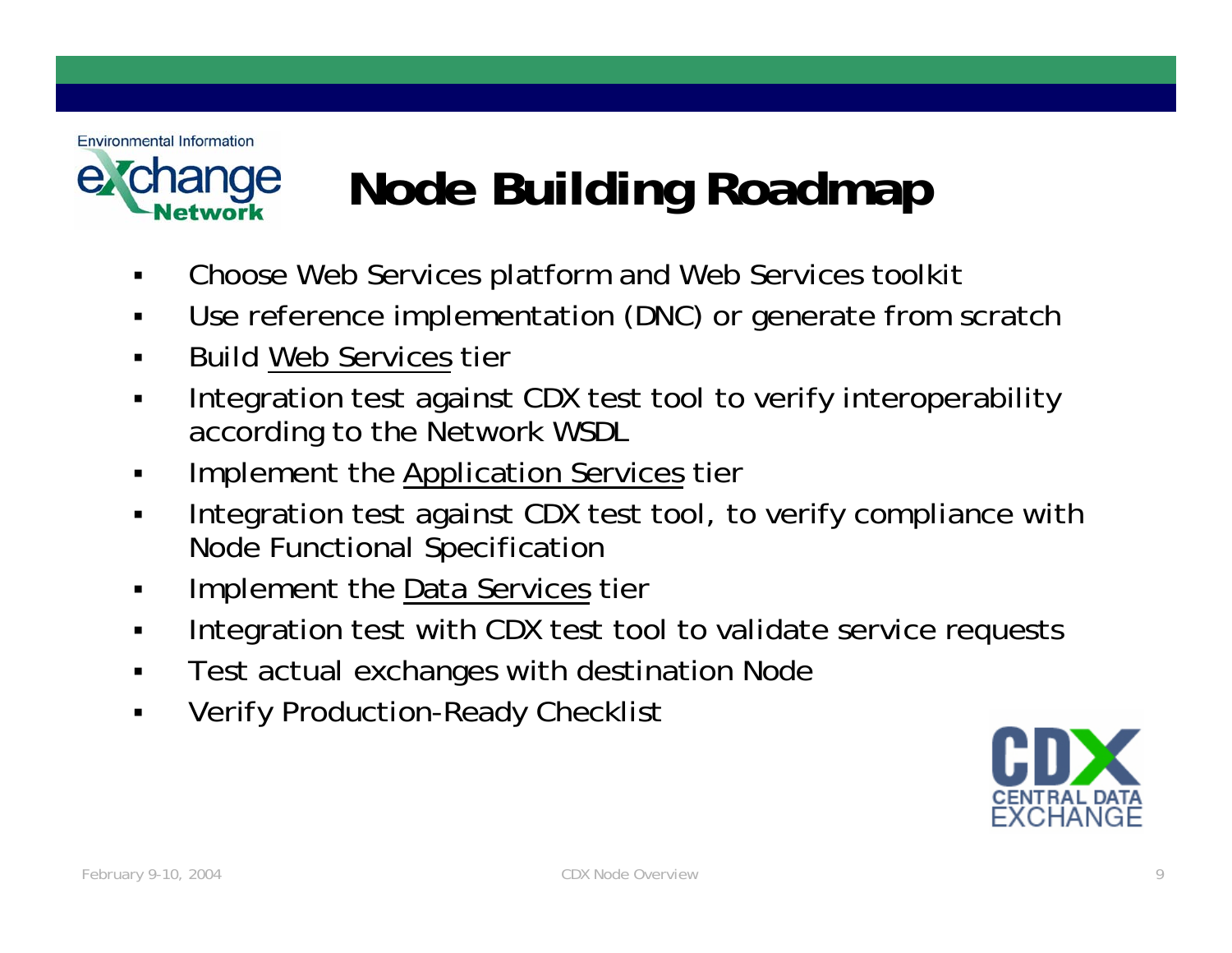# Node Building Roadmap

- Choose Web Services platform and Web Services toolkit
- Use reference implementation (DNC) or generate from scratch
- Build Web Services tier
- Integration test against CDX test tool to verify interoperability according to the Network WSDL
- Implement the Application Services tier
- Integration test against CDX test tool, to verify compliance with Node Functional Specification
- Implement the Data Services tier
- Integration test with CDX test tool to validate service requests
- Test actual exchanges with destination Node
- Verify Production-Ready Checklist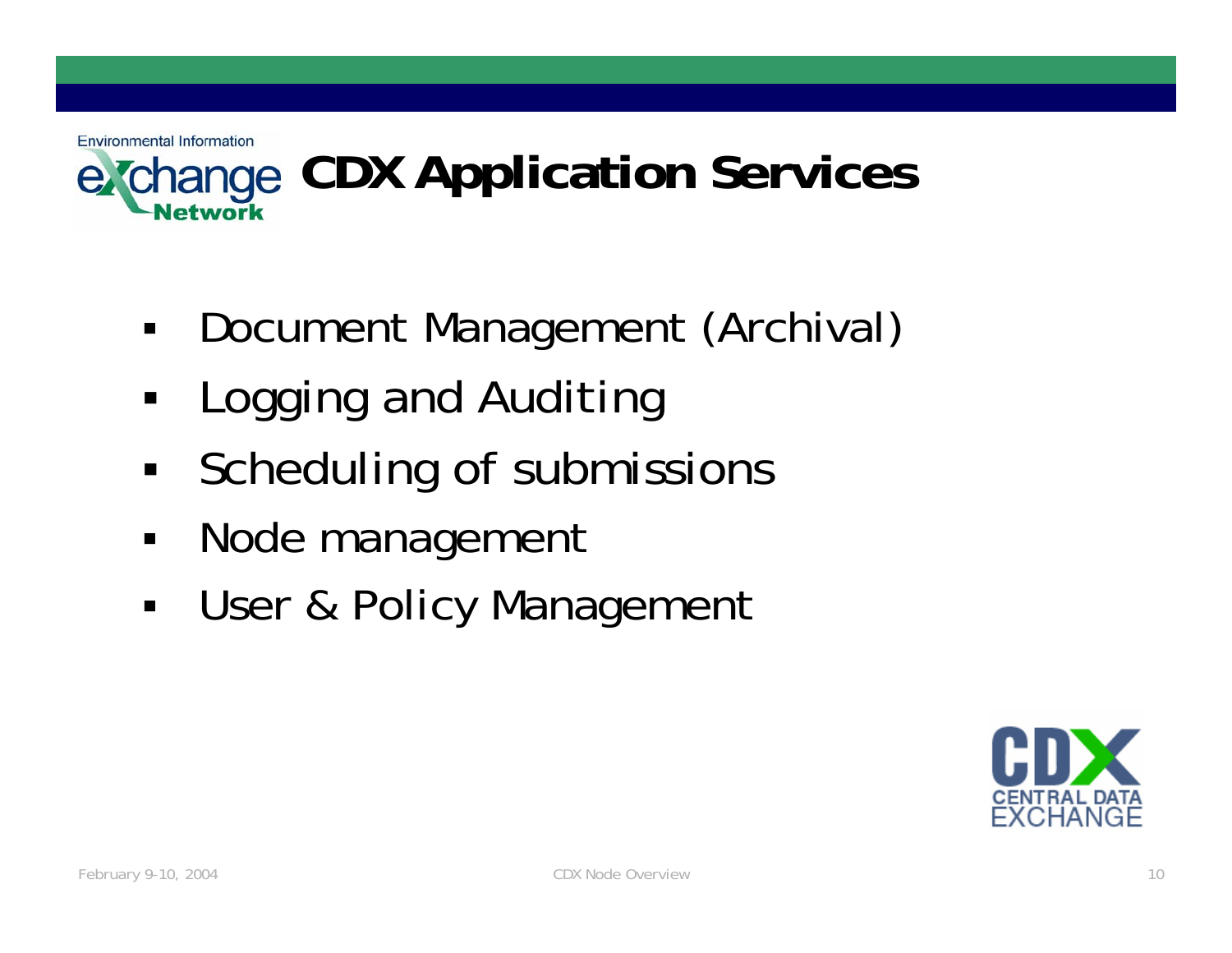# CDX Application Services

- Document Management (Archival)
- Logging and Auditing
- Scheduling of submissions
- Node management
- User & Policy Management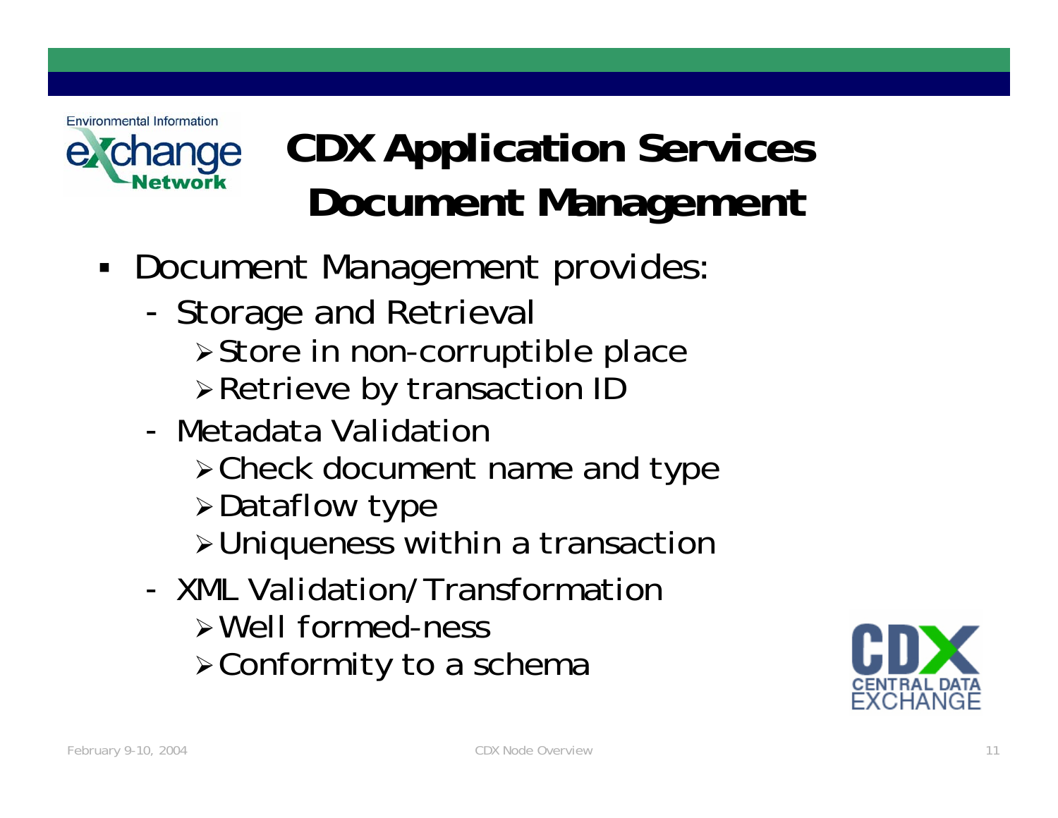# CDX Application Services Document Management

- Document Management provides:
  - Storage and Retrieval
    - Store in non-corruptible place
    - Retrieve by transaction ID
  - Metadata Validation
    - Check document name and type
    - Dataflow type
    - Uniqueness within a transaction
  - XML Validation/Transformation
    - Well formed-ness
    - Conformity to a schema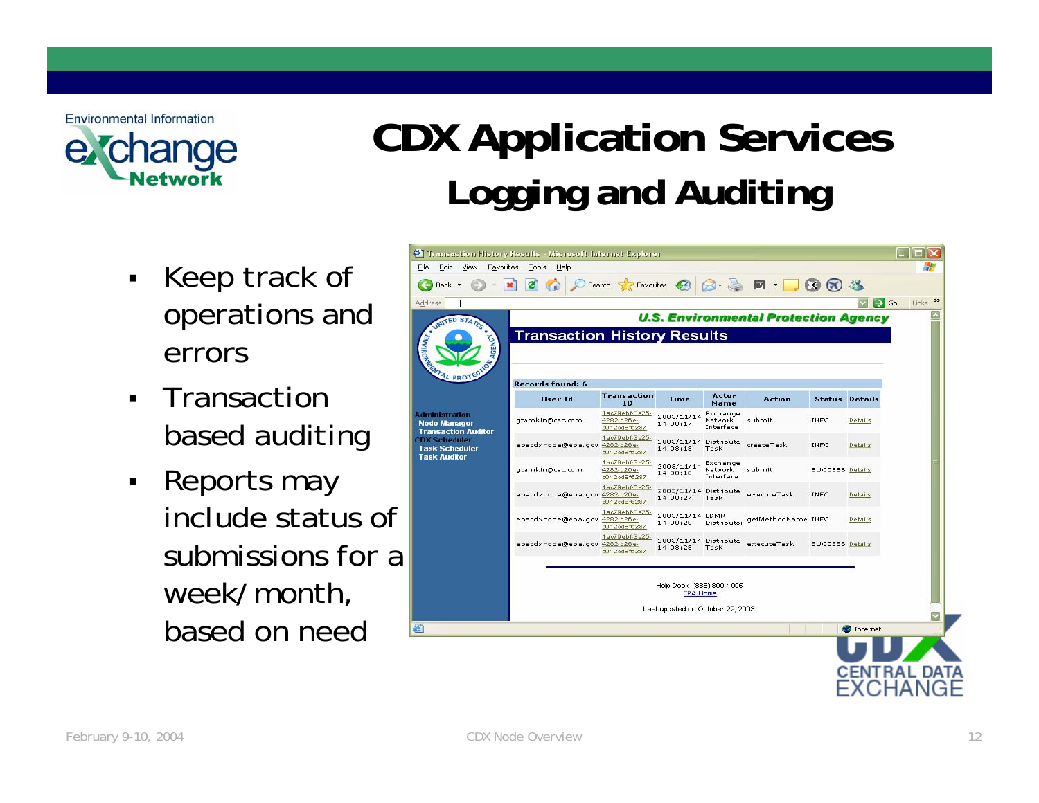# CDX Application Services

## Logging and Auditing

- Keep track of operations and errors
- Transaction based auditing
- Reports may include status of submissions for a week/month, based on need

**Transaction History Results**

Records found: 6

| User Id | Transaction ID | Time | Actor Name | Action | Status | Details |
|---|---|---|---|---|---|---|
| gtamkin@csc.com | 1ac79ebf-3a25-4282-b26e-c012cd8f0287 | 2003/11/14 14:08:17 | Exchange Network Interface | submit | INFO | Details |
| epacdxnode@epa.gov | 1ac79ebf-3a25-4282-b26e-c012cd8f0287 | 2003/11/14 14:08:18 | Distribute Task | createTask | INFO | Details |
| gtamkin@csc.com | 1ac79ebf-3a25-4282-b26e-c012cd8f0287 | 2003/11/14 14:08:18 | Exchange Network Interface | submit | SUCCESS | Details |
| epacdxnode@epa.gov | 1ac79ebf-3a25-4282-b26e-c012cd8f0287 | 2003/11/14 14:08:27 | Distribute Task | executeTask | INFO | Details |
| epacdxnode@epa.gov | 1ac79ebf-3a25-4282-b26e-c012cd8f0287 | 2003/11/14 14:08:28 | EDMR Distributor | getMethodName | INFO | Details |
| epacdxnode@epa.gov | 1ac79ebf-3a25-4282-b26e-c012cd8f0287 | 2003/11/14 14:08:28 | Distribute Task | executeTask | SUCCESS | Details |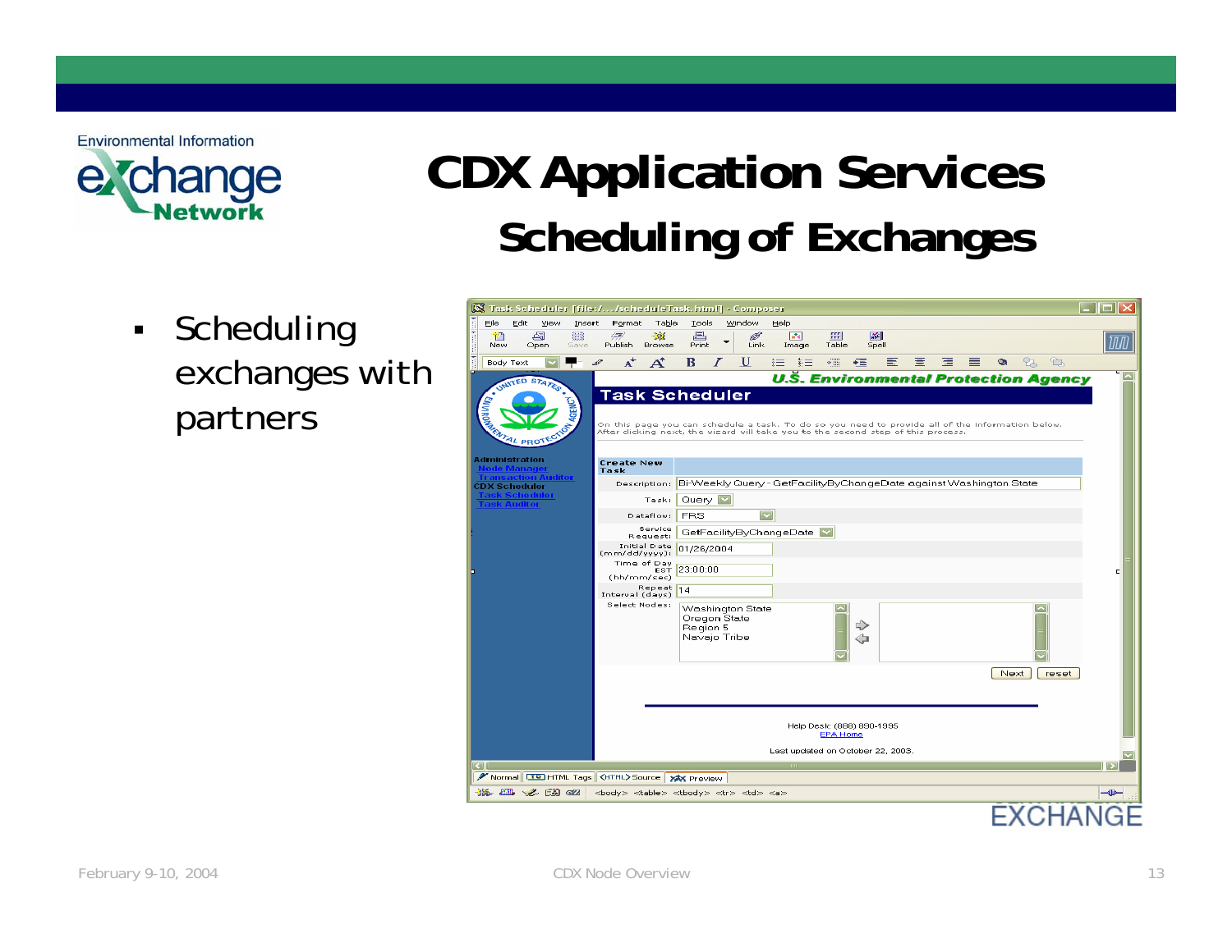# CDX Application Services

## Scheduling of Exchanges

- Scheduling exchanges with partners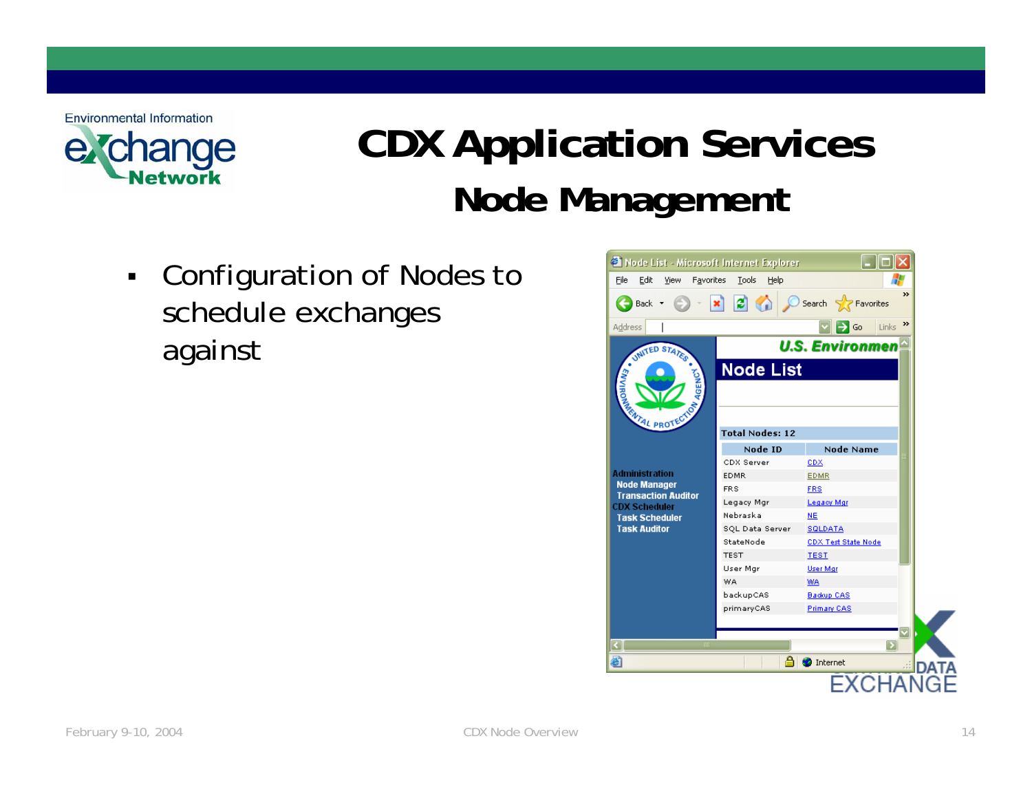# CDX Application Services

## Node Management

- Configuration of Nodes to schedule exchanges against

**Node List**

Administration
- Node Manager
- Transaction Auditor

CDX Scheduler
- Task Scheduler
- Task Auditor

Total Nodes: 12

| Node ID | Node Name |
|---|---|
| CDX Server | CDX |
| EDMR | EDMR |
| FRS | FRS |
| Legacy Mgr | Legacy Mgr |
| Nebraska | NE |
| SQL Data Server | SQLDATA |
| StateNode | CDX Test State Node |
| TEST | TEST |
| User Mgr | User Mgr |
| WA | WA |
| backupCAS | Backup CAS |
| primaryCAS | Primary CAS |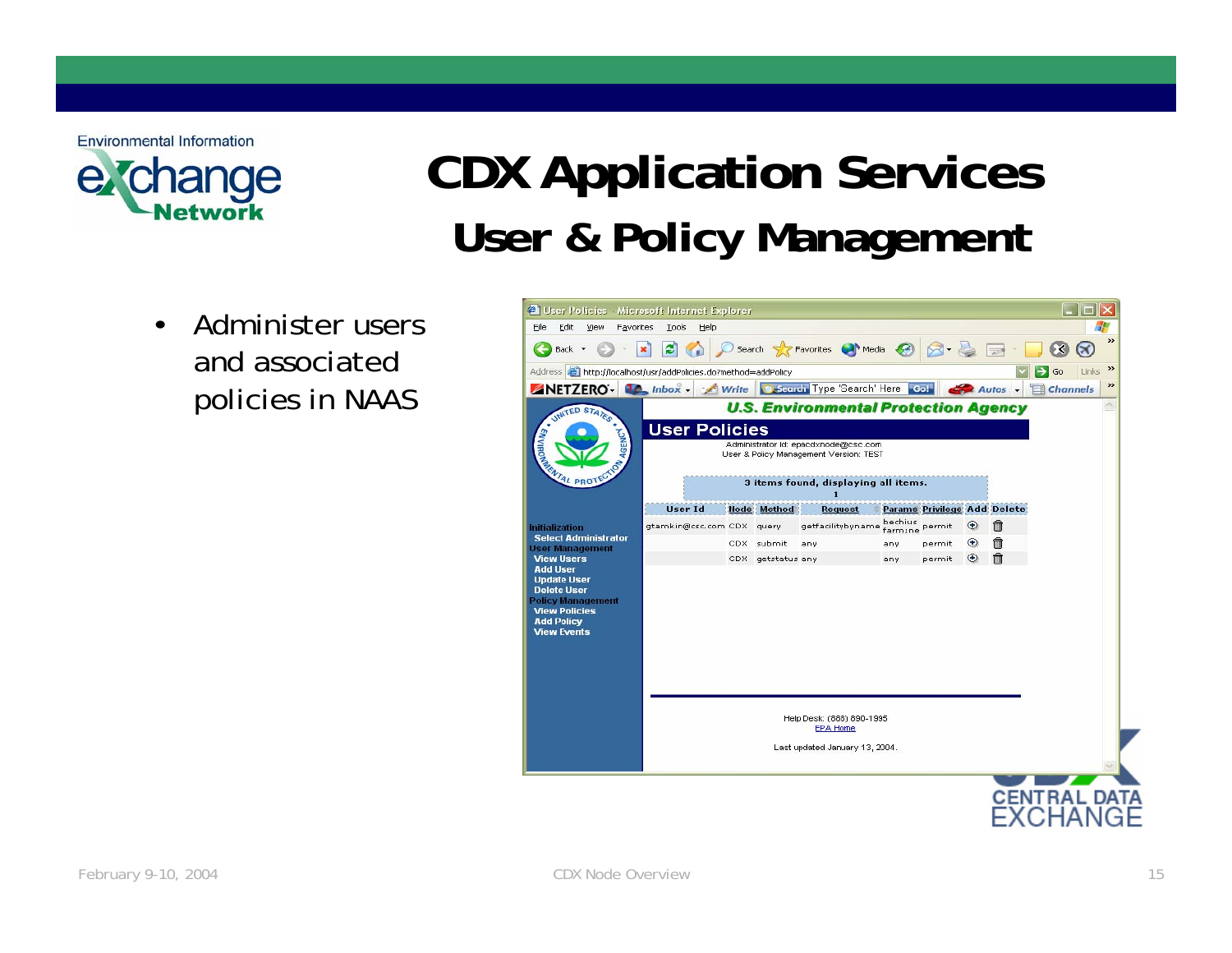# CDX Application Services

## User & Policy Management

- Administer users and associated policies in NAAS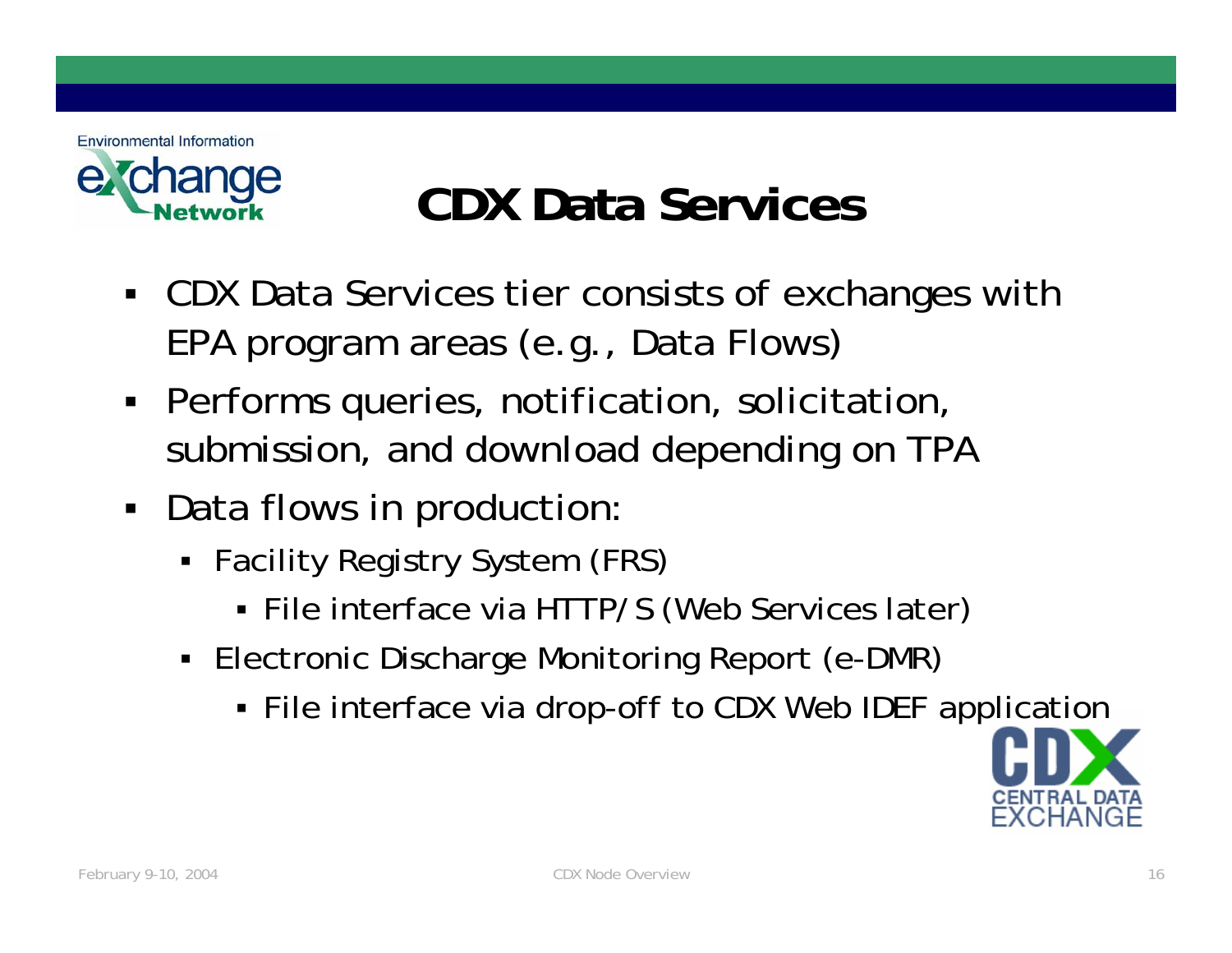# CDX Data Services

- CDX Data Services tier consists of exchanges with EPA program areas (e.g., Data Flows)
- Performs queries, notification, solicitation, submission, and download depending on TPA
- Data flows in production:
  - Facility Registry System (FRS)
    - File interface via HTTP/S (Web Services later)
  - Electronic Discharge Monitoring Report (e-DMR)
    - File interface via drop-off to CDX Web IDEF application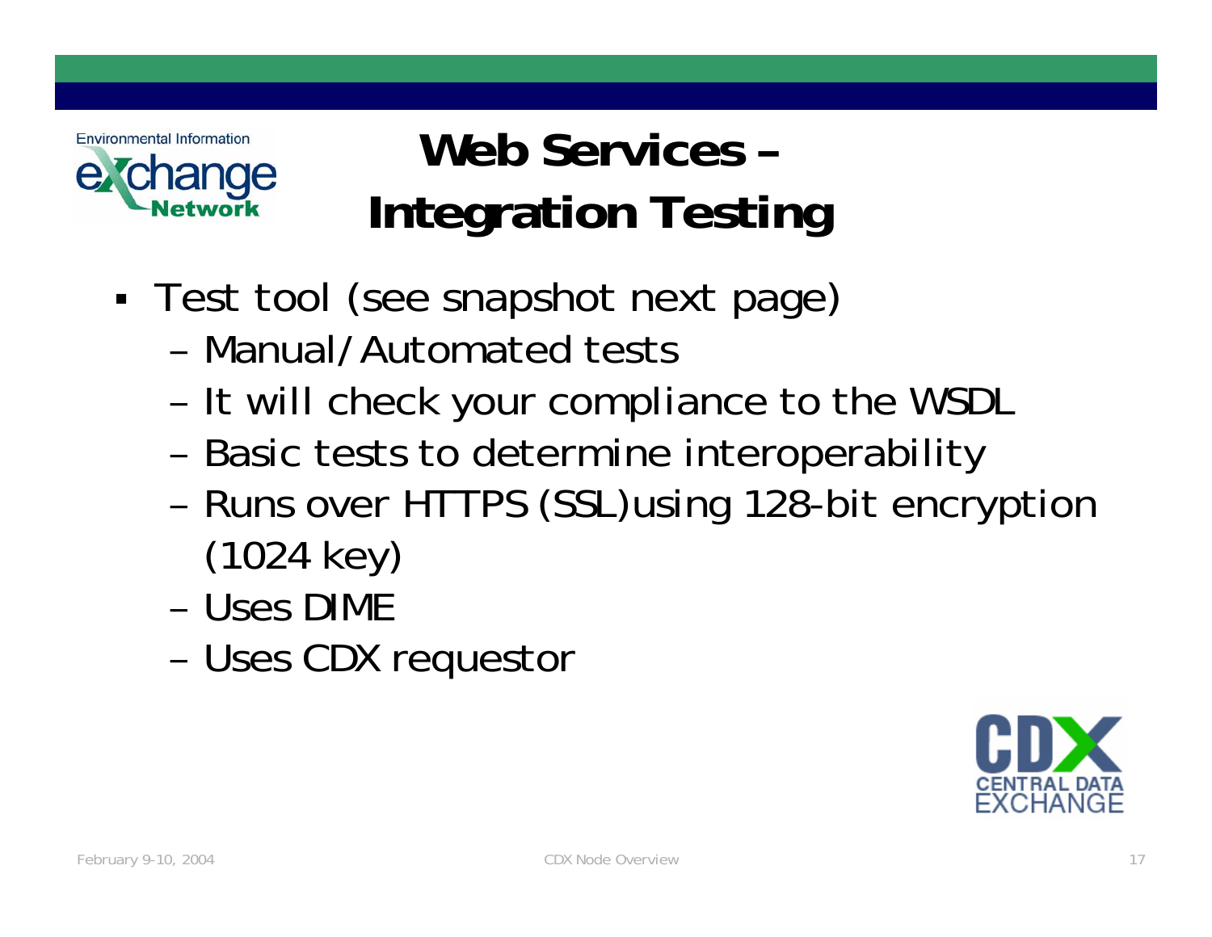# Web Services – Integration Testing

- Test tool (see snapshot next page)
  - Manual/Automated tests
  - It will check your compliance to the WSDL
  - Basic tests to determine interoperability
  - Runs over HTTPS (SSL)using 128-bit encryption (1024 key)
  - Uses DIME
  - Uses CDX requestor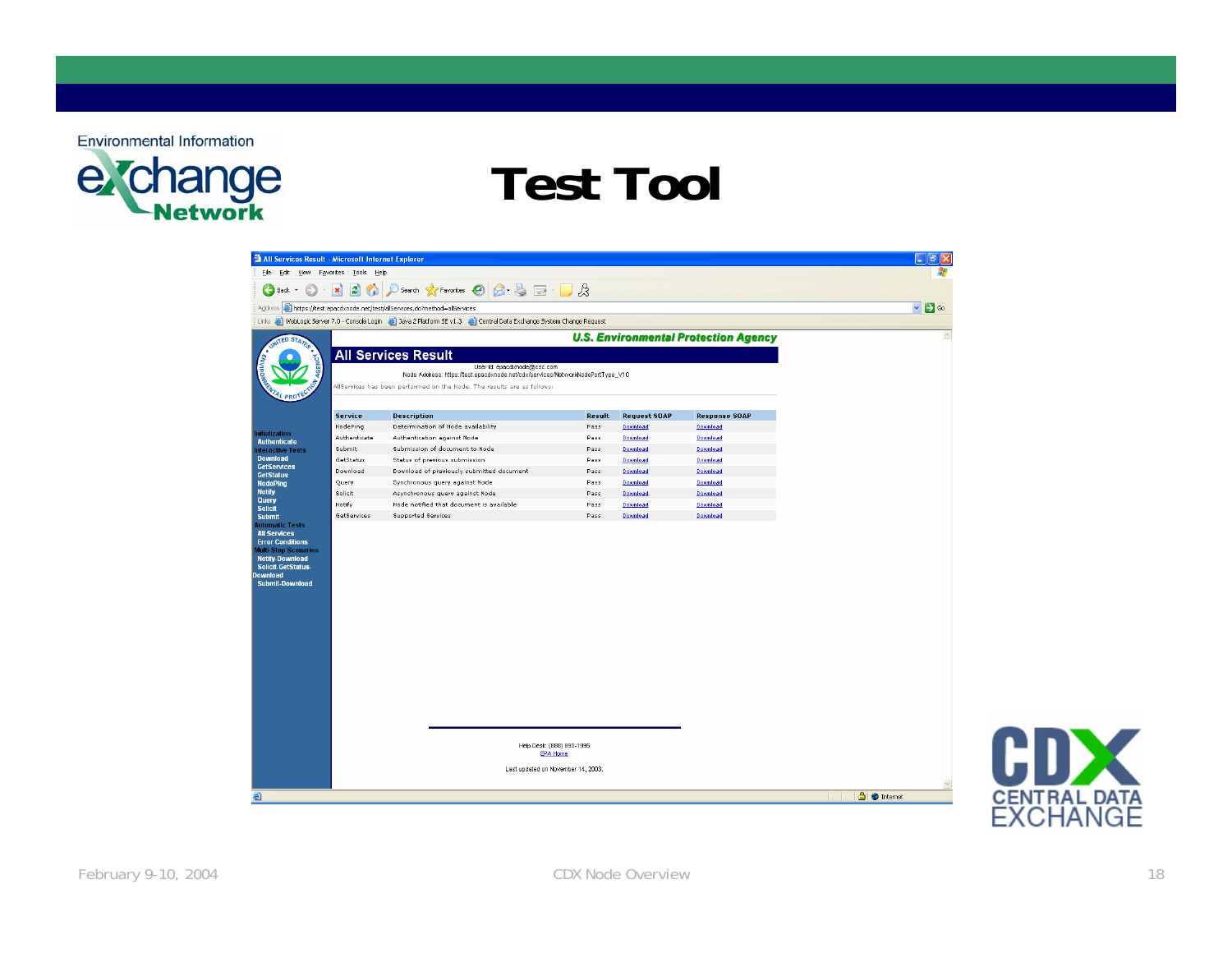# Test Tool

## All Services Result

User Id: epacdxnode@csc.com
Node Address: https://test.epacdxnode.net/cdx/services/NetworkNodePortType_V10

AllServices has been performed on the Node. The results are as follows:

| Service | Description | Result | Request SOAP | Response SOAP |
|---|---|---|---|---|
| NodePing | Determination of Node availability | Pass | Download | Download |
| Authenticate | Authentication against Node | Pass | Download | Download |
| Submit | Submission of document to Node | Pass | Download | Download |
| GetStatus | Status of previous submission | Pass | Download | Download |
| Download | Download of previously submitted document | Pass | Download | Download |
| Query | Synchronous query against Node | Pass | Download | Download |
| Solicit | Asynchronous query against Node | Pass | Download | Download |
| Notify | Node notified that document is available | Pass | Download | Download |
| GetServices | Supported Services | Pass | Download | Download |

Help Desk: (888) 890-1995
EPA Home

Last updated on November 14, 2003.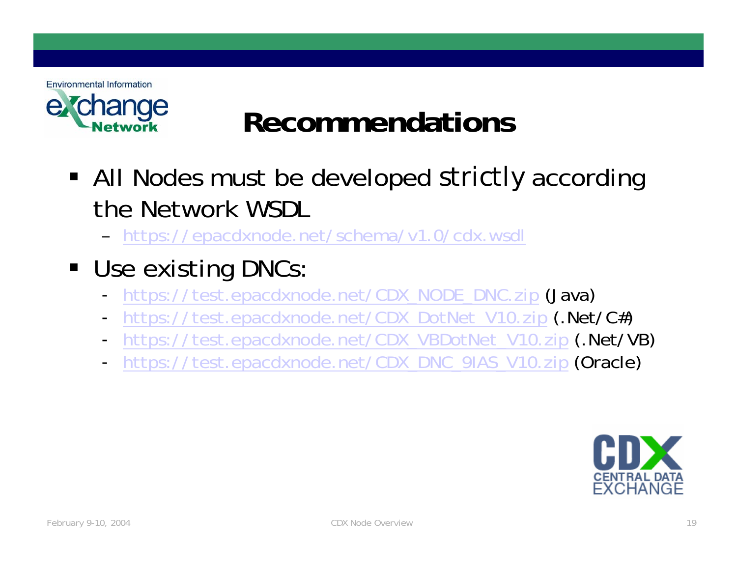# Recommendations

- All Nodes must be developed *strictly* according the Network WSDL
  - https://epacdxnode.net/schema/v1.0/cdx.wsdl
- Use existing DNCs:
  - https://test.epacdxnode.net/CDX_NODE_DNC.zip (Java)
  - https://test.epacdxnode.net/CDX_DotNet_V10.zip (.Net/C#)
  - https://test.epacdxnode.net/CDX_VBDotNet_V10.zip (.Net/VB)
  - https://test.epacdxnode.net/CDX_DNC_9IAS_V10.zip (Oracle)